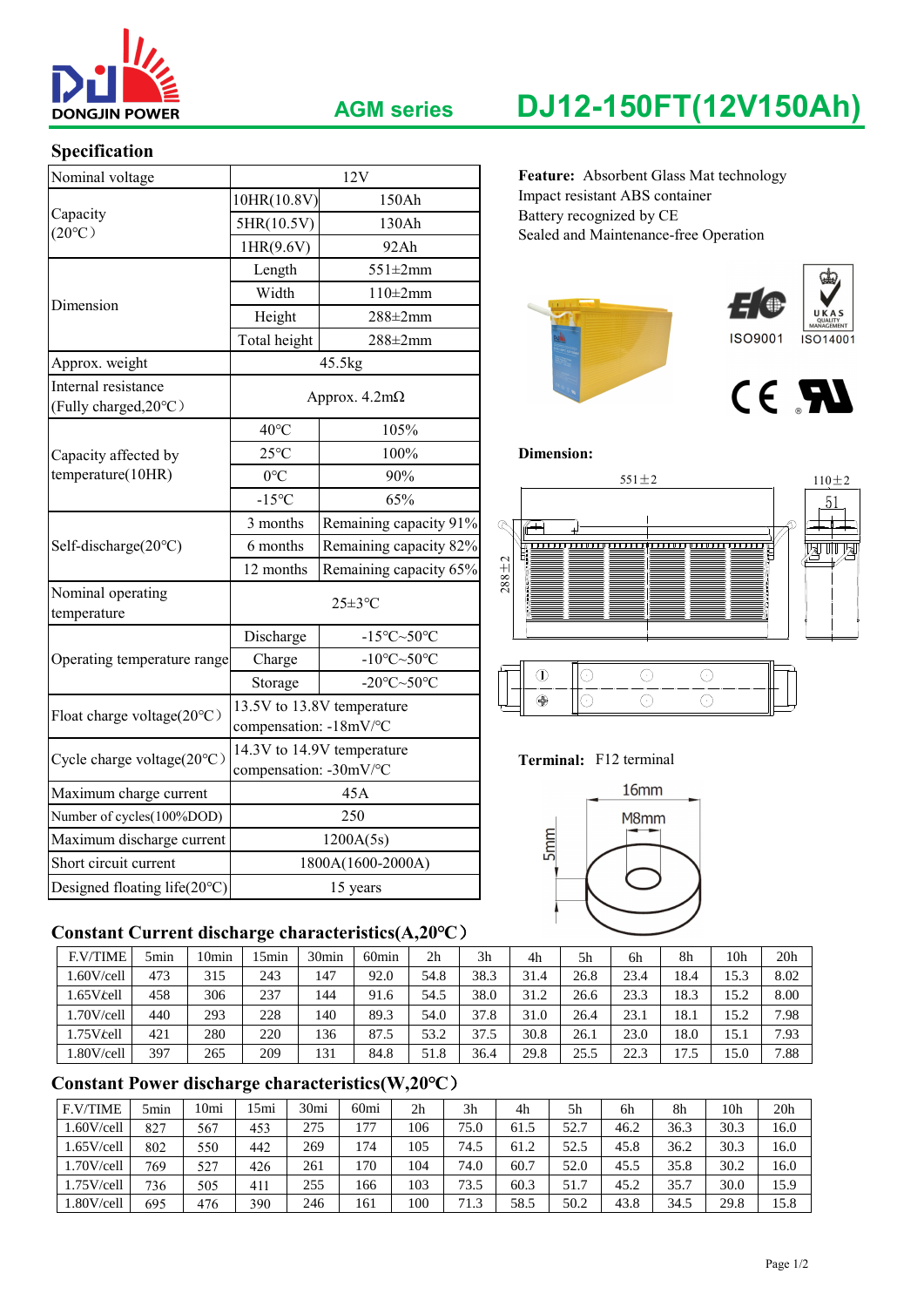DONGJIN POWER

# AGM series DJ12-150FT(12V150Ah)

## Specification

| Nominal voltage | 12V | |
|---|---|---|
| Capacity (20°C) | 10HR(10.8V) | 150Ah |
| | 5HR(10.5V) | 130Ah |
| | 1HR(9.6V) | 92Ah |
| Dimension | Length | 551±2mm |
| | Width | 110±2mm |
| | Height | 288±2mm |
| | Total height | 288±2mm |
| Approx. weight | 45.5kg | |
| Internal resistance (Fully charged,20°C) | Approx. 4.2mΩ | |
| Capacity affected by temperature(10HR) | 40°C | 105% |
| | 25°C | 100% |
| | 0°C | 90% |
| | -15°C | 65% |
| Self-discharge(20°C) | 3 months | Remaining capacity 91% |
| | 6 months | Remaining capacity 82% |
| | 12 months | Remaining capacity 65% |
| Nominal operating temperature | 25±3°C | |
| Operating temperature range | Discharge | -15°C~50°C |
| | Charge | -10°C~50°C |
| | Storage | -20°C~50°C |
| Float charge voltage(20°C) | 13.5V to 13.8V temperature compensation: -18mV/°C | |
| Cycle charge voltage(20°C) | 14.3V to 14.9V temperature compensation: -30mV/°C | |
| Maximum charge current | 45A | |
| Number of cycles(100%DOD) | 250 | |
| Maximum discharge current | 1200A(5s) | |
| Short circuit current | 1800A(1600-2000A) | |
| Designed floating life(20°C) | 15 years | |

**Feature:** Absorbent Glass Mat technology
Impact resistant ABS container
Battery recognized by CE
Sealed and Maintenance-free Operation

ISO9001 ISO14001

**Dimension:**

551±2 110±2 288±2 51

**Terminal:** F12 terminal

16mm M8mm 5mm

## Constant Current discharge characteristics(A,20°C)

| F.V/TIME | 5min | 10min | 15min | 30min | 60min | 2h | 3h | 4h | 5h | 6h | 8h | 10h | 20h |
|---|---|---|---|---|---|---|---|---|---|---|---|---|---|
| 1.60V/cell | 473 | 315 | 243 | 147 | 92.0 | 54.8 | 38.3 | 31.4 | 26.8 | 23.4 | 18.4 | 15.3 | 8.02 |
| 1.65V/cell | 458 | 306 | 237 | 144 | 91.6 | 54.5 | 38.0 | 31.2 | 26.6 | 23.3 | 18.3 | 15.2 | 8.00 |
| 1.70V/cell | 440 | 293 | 228 | 140 | 89.3 | 54.0 | 37.8 | 31.0 | 26.4 | 23.1 | 18.1 | 15.2 | 7.98 |
| 1.75V/cell | 421 | 280 | 220 | 136 | 87.5 | 53.2 | 37.5 | 30.8 | 26.1 | 23.0 | 18.0 | 15.1 | 7.93 |
| 1.80V/cell | 397 | 265 | 209 | 131 | 84.8 | 51.8 | 36.4 | 29.8 | 25.5 | 22.3 | 17.5 | 15.0 | 7.88 |

## Constant Power discharge characteristics(W,20°C)

| F.V/TIME | 5min | 10mi | 15mi | 30mi | 60mi | 2h | 3h | 4h | 5h | 6h | 8h | 10h | 20h |
|---|---|---|---|---|---|---|---|---|---|---|---|---|---|
| 1.60V/cell | 827 | 567 | 453 | 275 | 177 | 106 | 75.0 | 61.5 | 52.7 | 46.2 | 36.3 | 30.3 | 16.0 |
| 1.65V/cell | 802 | 550 | 442 | 269 | 174 | 105 | 74.5 | 61.2 | 52.5 | 45.8 | 36.2 | 30.3 | 16.0 |
| 1.70V/cell | 769 | 527 | 426 | 261 | 170 | 104 | 74.0 | 60.7 | 52.0 | 45.5 | 35.8 | 30.2 | 16.0 |
| 1.75V/cell | 736 | 505 | 411 | 255 | 166 | 103 | 73.5 | 60.3 | 51.7 | 45.2 | 35.7 | 30.0 | 15.9 |
| 1.80V/cell | 695 | 476 | 390 | 246 | 161 | 100 | 71.3 | 58.5 | 50.2 | 43.8 | 34.5 | 29.8 | 15.8 |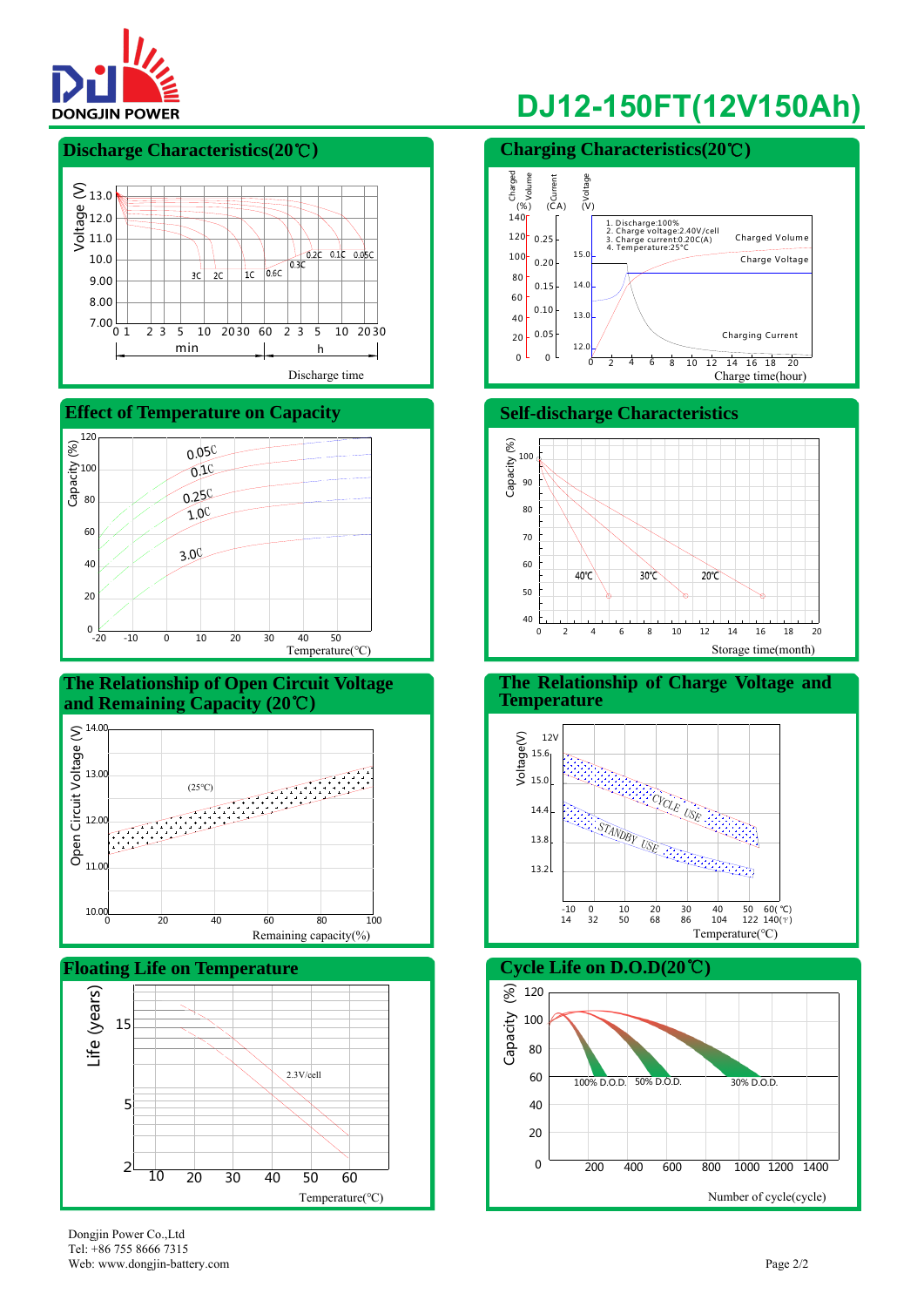DONGJIN POWER

# DJ12-150FT(12V150Ah)

## Discharge Characteristics(20℃)

Voltage (V)
13.0
12.0
11.0
10.0
9.00
8.00
7.00

3C 2C 1C 0.6C 0.3C 0.2C 0.1C 0.05C

0 1 2 3 5 10 20 30 60 2 3 5 10 20 30
min h
Discharge time

## Charging Characteristics(20℃)

Charged Volume (%) Current (CA) Voltage (V)

1. Discharge:100%
2. Charge voltage:2.40V/cell
3. Charge current:0.20C(A)
4. Temperature:25°C

Charged Volume
Charge Voltage
Charging Current

140 120 100 80 60 40 20 0
0.25 0.20 0.15 0.10 0.05 0
15.0 14.0 13.0 12.0
0 2 4 6 8 10 12 14 16 18 20
Charge time(hour)

## Effect of Temperature on Capacity

Capacity (%)
120 100 80 60 40 20 0

0.05C
0.1C
0.25C
1.0C
3.0C

-20 -10 0 10 20 30 40 50
Temperature(℃)

## Self-discharge Characteristics

Capacity (%)
100 90 80 70 60 50 40

40℃ 30℃ 20℃

0 2 4 6 8 10 12 14 16 18 20
Storage time(month)

## The Relationship of Open Circuit Voltage and Remaining Capacity (20℃)

Open Circuit Voltage (V)
14.00 13.00 12.00 11.00 10.00

(25℃)

0 20 40 60 80 100
Remaining capacity(%)

## The Relationship of Charge Voltage and Temperature

Voltage(V)
12V
15.6 15.0 14.4 13.8 13.2

CYCLE USE
STANDBY USE

-10 0 10 20 30 40 50 60(℃)
14 32 50 68 86 104 122 140(℉)
Temperature(℃)

## Floating Life on Temperature

Life (years)
15 5 2

2.3V/cell

10 20 30 40 50 60
Temperature(℃)

## Cycle Life on D.O.D(20℃)

Capacity (%)
120 100 80 60 40 20 0

100% D.O.D. 50% D.O.D. 30% D.O.D.

200 400 600 800 1000 1200 1400
Number of cycle(cycle)

Dongjin Power Co.,Ltd
Tel: +86 755 8666 7315
Web: www.dongjin-battery.com